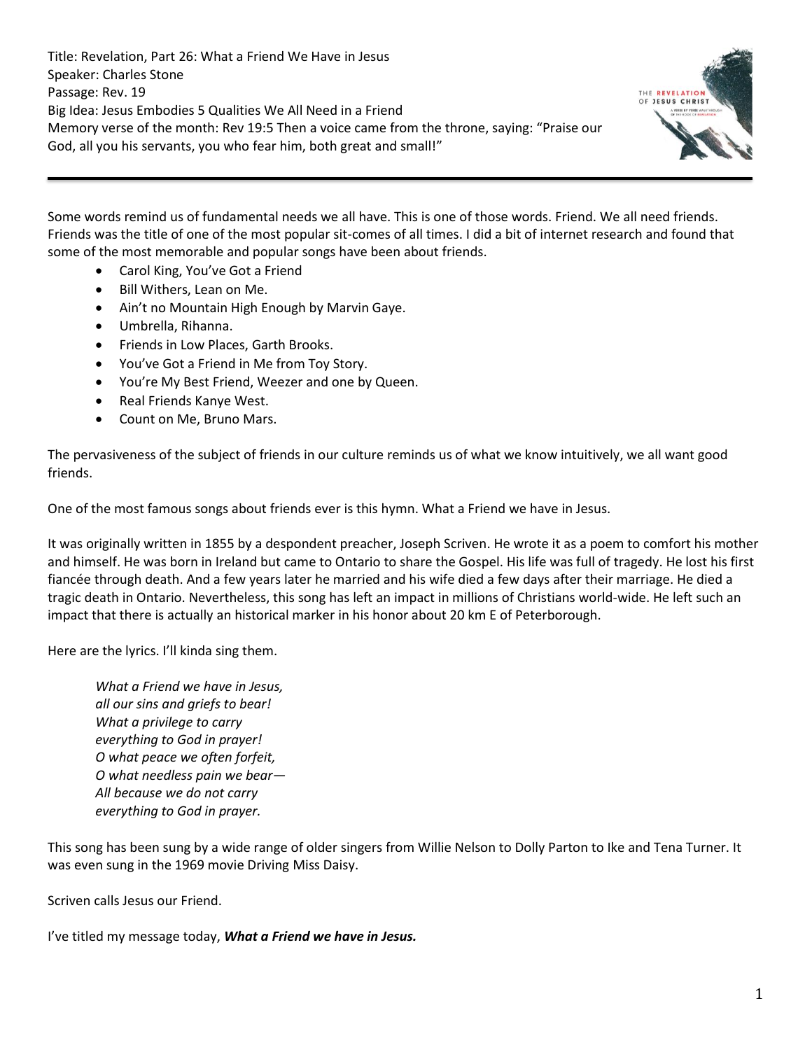Title: Revelation, Part 26: What a Friend We Have in Jesus
Speaker: Charles Stone
Passage: Rev. 19
Big Idea: Jesus Embodies 5 Qualities We All Need in a Friend
Memory verse of the month: Rev 19:5 Then a voice came from the throne, saying: "Praise our God, all you his servants, you who fear him, both great and small!"

---

Some words remind us of fundamental needs we all have. This is one of those words. Friend. We all need friends. Friends was the title of one of the most popular sit-comes of all times. I did a bit of internet research and found that some of the most memorable and popular songs have been about friends.

- Carol King, You've Got a Friend
- Bill Withers, Lean on Me.
- Ain't no Mountain High Enough by Marvin Gaye.
- Umbrella, Rihanna.
- Friends in Low Places, Garth Brooks.
- You've Got a Friend in Me from Toy Story.
- You're My Best Friend, Weezer and one by Queen.
- Real Friends Kanye West.
- Count on Me, Bruno Mars.

The pervasiveness of the subject of friends in our culture reminds us of what we know intuitively, we all want good friends.

One of the most famous songs about friends ever is this hymn. What a Friend we have in Jesus.

It was originally written in 1855 by a despondent preacher, Joseph Scriven. He wrote it as a poem to comfort his mother and himself. He was born in Ireland but came to Ontario to share the Gospel. His life was full of tragedy. He lost his first fiancée through death. And a few years later he married and his wife died a few days after their marriage. He died a tragic death in Ontario. Nevertheless, this song has left an impact in millions of Christians world-wide. He left such an impact that there is actually an historical marker in his honor about 20 km E of Peterborough.

Here are the lyrics. I'll kinda sing them.

> *What a Friend we have in Jesus,*
> *all our sins and griefs to bear!*
> *What a privilege to carry*
> *everything to God in prayer!*
> *O what peace we often forfeit,*
> *O what needless pain we bear—*
> *All because we do not carry*
> *everything to God in prayer.*

This song has been sung by a wide range of older singers from Willie Nelson to Dolly Parton to Ike and Tena Turner. It was even sung in the 1969 movie Driving Miss Daisy.

Scriven calls Jesus our Friend.

I've titled my message today, ***What a Friend we have in Jesus.***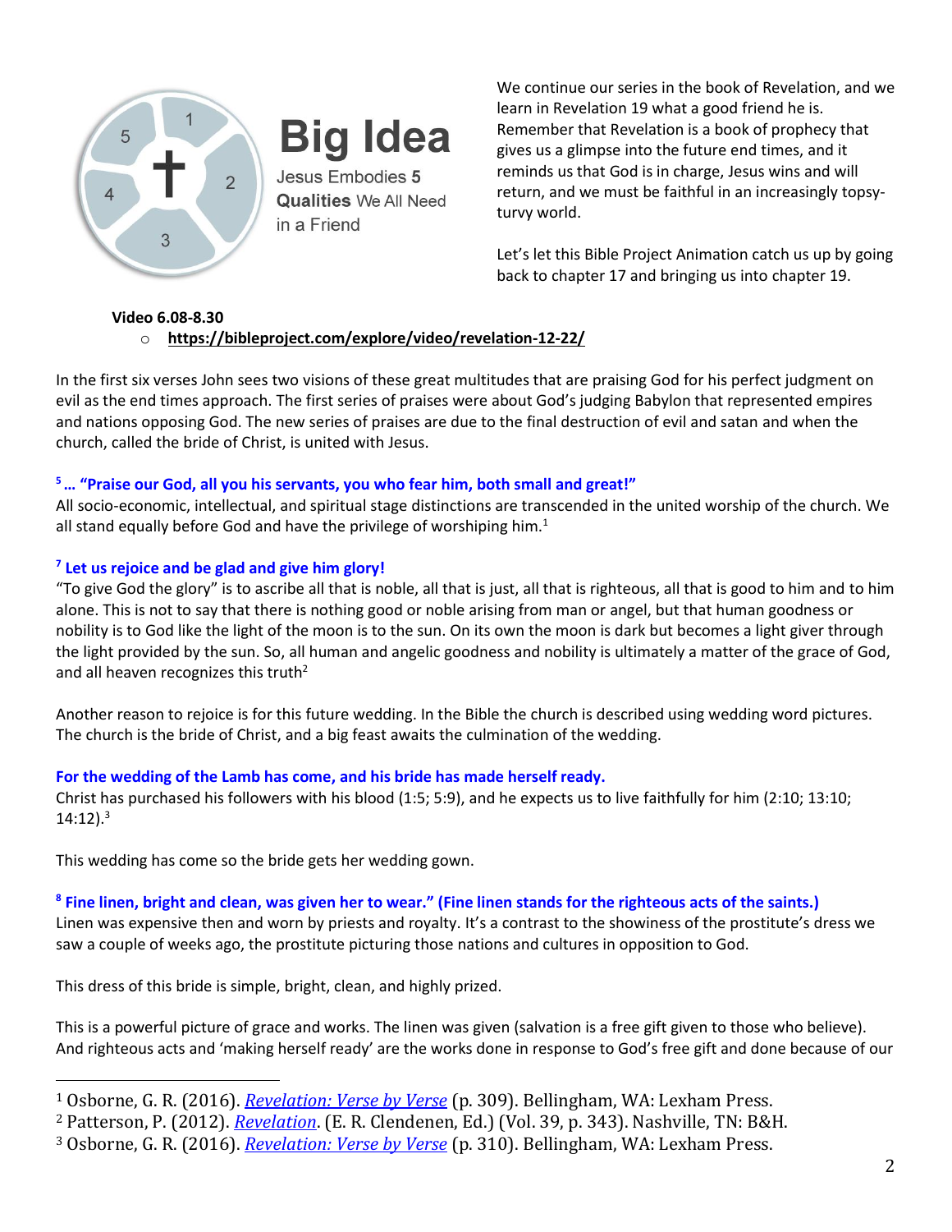## Big Idea

Jesus Embodies **5 Qualities** We All Need in a Friend

We continue our series in the book of Revelation, and we learn in Revelation 19 what a good friend he is. Remember that Revelation is a book of prophecy that gives us a glimpse into the future end times, and it reminds us that God is in charge, Jesus wins and will return, and we must be faithful in an increasingly topsy-turvy world.

Let's let this Bible Project Animation catch us up by going back to chapter 17 and bringing us into chapter 19.

**Video 6.08-8.30**

- **https://bibleproject.com/explore/video/revelation-12-22/**

In the first six verses John sees two visions of these great multitudes that are praising God for his perfect judgment on evil as the end times approach. The first series of praises were about God's judging Babylon that represented empires and nations opposing God. The new series of praises are due to the final destruction of evil and satan and when the church, called the bride of Christ, is united with Jesus.

**5 … "Praise our God, all you his servants, you who fear him, both small and great!"**

All socio-economic, intellectual, and spiritual stage distinctions are transcended in the united worship of the church. We all stand equally before God and have the privilege of worshiping him.[1]

**7 Let us rejoice and be glad and give him glory!**

"To give God the glory" is to ascribe all that is noble, all that is just, all that is righteous, all that is good to him and to him alone. This is not to say that there is nothing good or noble arising from man or angel, but that human goodness or nobility is to God like the light of the moon is to the sun. On its own the moon is dark but becomes a light giver through the light provided by the sun. So, all human and angelic goodness and nobility is ultimately a matter of the grace of God, and all heaven recognizes this truth[2]

Another reason to rejoice is for this future wedding. In the Bible the church is described using wedding word pictures. The church is the bride of Christ, and a big feast awaits the culmination of the wedding.

**For the wedding of the Lamb has come, and his bride has made herself ready.**

Christ has purchased his followers with his blood (1:5; 5:9), and he expects us to live faithfully for him (2:10; 13:10; 14:12).[3]

This wedding has come so the bride gets her wedding gown.

**8 Fine linen, bright and clean, was given her to wear." (Fine linen stands for the righteous acts of the saints.)**

Linen was expensive then and worn by priests and royalty. It's a contrast to the showiness of the prostitute's dress we saw a couple of weeks ago, the prostitute picturing those nations and cultures in opposition to God.

This dress of this bride is simple, bright, clean, and highly prized.

This is a powerful picture of grace and works. The linen was given (salvation is a free gift given to those who believe). And righteous acts and 'making herself ready' are the works done in response to God's free gift and done because of our

---

[1] Osborne, G. R. (2016). *Revelation: Verse by Verse* (p. 309). Bellingham, WA: Lexham Press.

[2] Patterson, P. (2012). *Revelation*. (E. R. Clendenen, Ed.) (Vol. 39, p. 343). Nashville, TN: B&H.

[3] Osborne, G. R. (2016). *Revelation: Verse by Verse* (p. 310). Bellingham, WA: Lexham Press.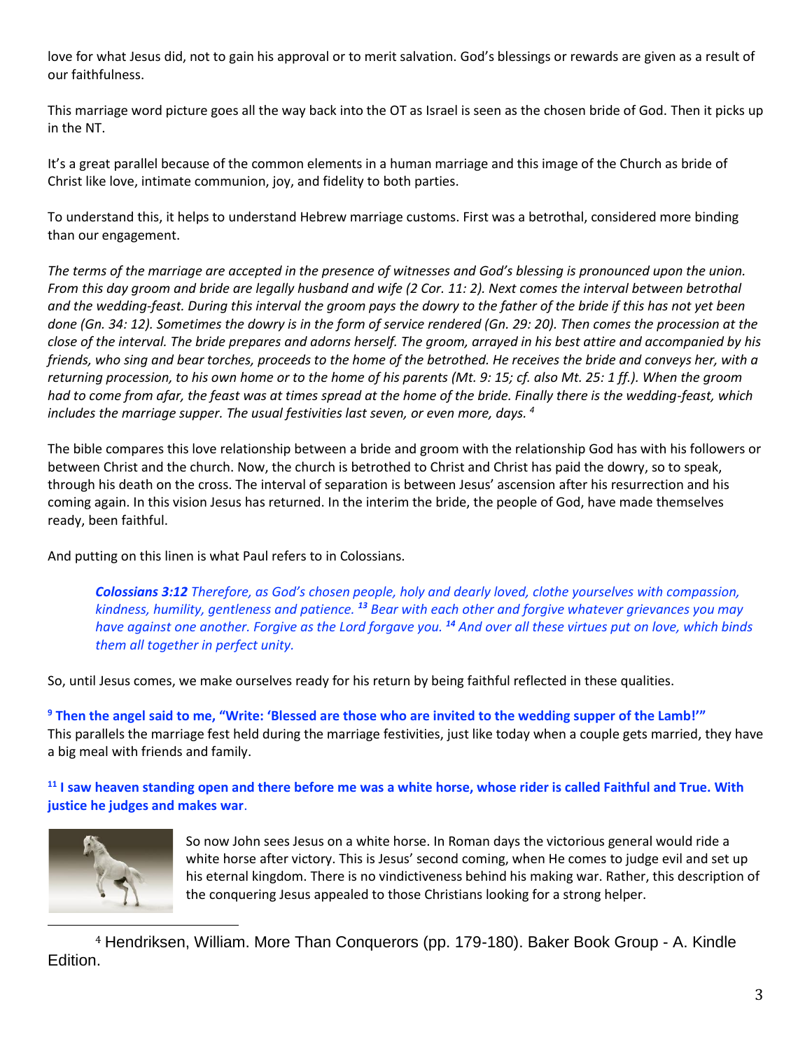love for what Jesus did, not to gain his approval or to merit salvation. God's blessings or rewards are given as a result of our faithfulness.

This marriage word picture goes all the way back into the OT as Israel is seen as the chosen bride of God. Then it picks up in the NT.

It's a great parallel because of the common elements in a human marriage and this image of the Church as bride of Christ like love, intimate communion, joy, and fidelity to both parties.

To understand this, it helps to understand Hebrew marriage customs. First was a betrothal, considered more binding than our engagement.

*The terms of the marriage are accepted in the presence of witnesses and God's blessing is pronounced upon the union. From this day groom and bride are legally husband and wife (2 Cor. 11: 2). Next comes the interval between betrothal and the wedding-feast. During this interval the groom pays the dowry to the father of the bride if this has not yet been done (Gn. 34: 12). Sometimes the dowry is in the form of service rendered (Gn. 29: 20). Then comes the procession at the close of the interval. The bride prepares and adorns herself. The groom, arrayed in his best attire and accompanied by his friends, who sing and bear torches, proceeds to the home of the betrothed. He receives the bride and conveys her, with a returning procession, to his own home or to the home of his parents (Mt. 9: 15; cf. also Mt. 25: 1 ff.). When the groom had to come from afar, the feast was at times spread at the home of the bride. Finally there is the wedding-feast, which includes the marriage supper. The usual festivities last seven, or even more, days.* [4]

The bible compares this love relationship between a bride and groom with the relationship God has with his followers or between Christ and the church. Now, the church is betrothed to Christ and Christ has paid the dowry, so to speak, through his death on the cross. The interval of separation is between Jesus' ascension after his resurrection and his coming again. In this vision Jesus has returned. In the interim the bride, the people of God, have made themselves ready, been faithful.

And putting on this linen is what Paul refers to in Colossians.

> ***Colossians 3:12*** *Therefore, as God's chosen people, holy and dearly loved, clothe yourselves with compassion, kindness, humility, gentleness and patience.* ***[13]*** *Bear with each other and forgive whatever grievances you may have against one another. Forgive as the Lord forgave you.* ***[14]*** *And over all these virtues put on love, which binds them all together in perfect unity.*

So, until Jesus comes, we make ourselves ready for his return by being faithful reflected in these qualities.

**[9] Then the angel said to me, "Write: 'Blessed are those who are invited to the wedding supper of the Lamb!'"**
This parallels the marriage fest held during the marriage festivities, just like today when a couple gets married, they have a big meal with friends and family.

**[11] I saw heaven standing open and there before me was a white horse, whose rider is called Faithful and True. With justice he judges and makes war**.

So now John sees Jesus on a white horse. In Roman days the victorious general would ride a white horse after victory. This is Jesus' second coming, when He comes to judge evil and set up his eternal kingdom. There is no vindictiveness behind his making war. Rather, this description of the conquering Jesus appealed to those Christians looking for a strong helper.

---

[4] Hendriksen, William. More Than Conquerors (pp. 179-180). Baker Book Group - A. Kindle Edition.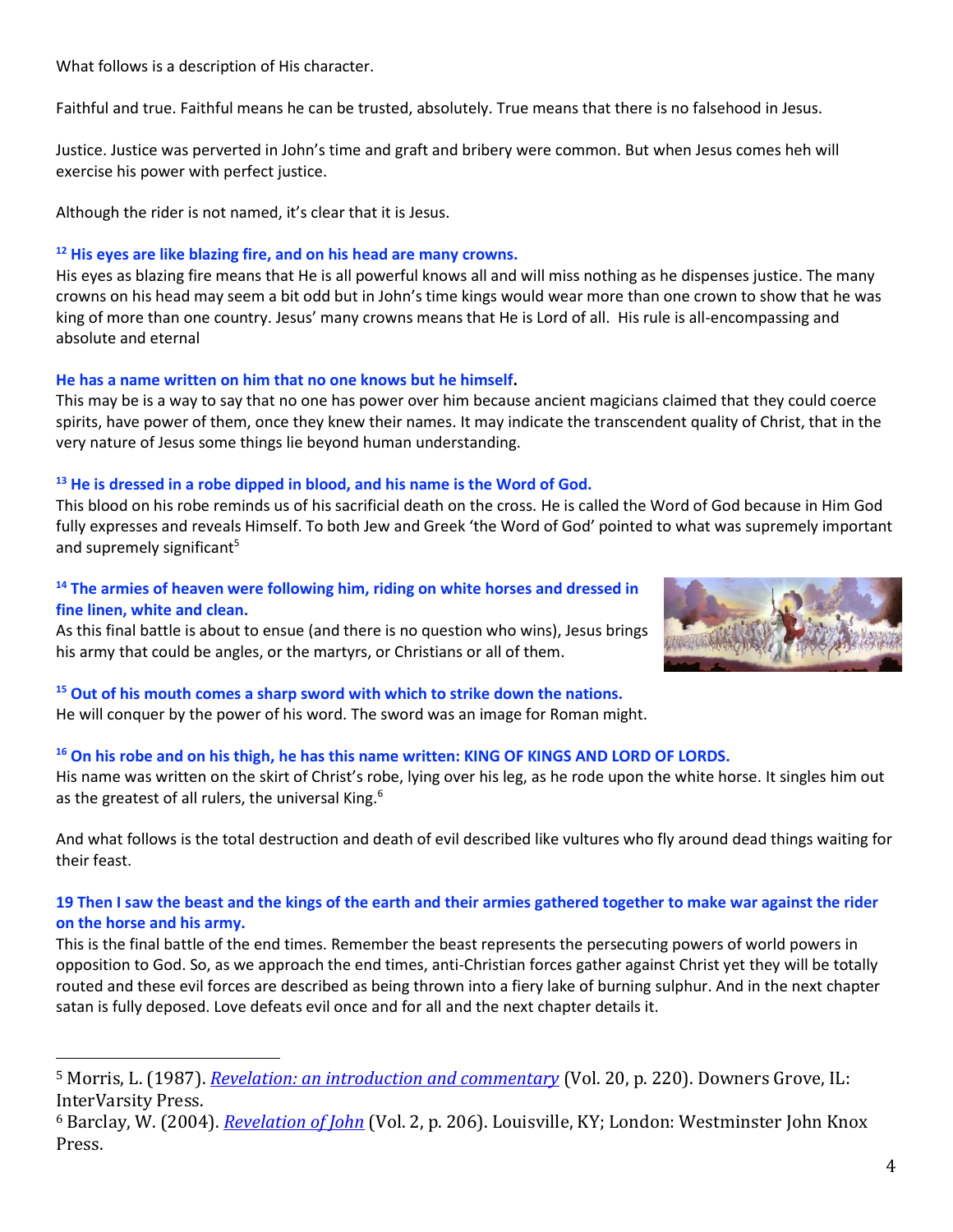What follows is a description of His character.

Faithful and true. Faithful means he can be trusted, absolutely. True means that there is no falsehood in Jesus.

Justice. Justice was perverted in John's time and graft and bribery were common. But when Jesus comes heh will exercise his power with perfect justice.

Although the rider is not named, it's clear that it is Jesus.

**[12] His eyes are like blazing fire, and on his head are many crowns.**
His eyes as blazing fire means that He is all powerful knows all and will miss nothing as he dispenses justice. The many crowns on his head may seem a bit odd but in John's time kings would wear more than one crown to show that he was king of more than one country. Jesus' many crowns means that He is Lord of all. His rule is all-encompassing and absolute and eternal

**He has a name written on him that no one knows but he himself.**
This may be is a way to say that no one has power over him because ancient magicians claimed that they could coerce spirits, have power of them, once they knew their names. It may indicate the transcendent quality of Christ, that in the very nature of Jesus some things lie beyond human understanding.

**[13] He is dressed in a robe dipped in blood, and his name is the Word of God.**
This blood on his robe reminds us of his sacrificial death on the cross. He is called the Word of God because in Him God fully expresses and reveals Himself. To both Jew and Greek 'the Word of God' pointed to what was supremely important and supremely significant[5]

**[14] The armies of heaven were following him, riding on white horses and dressed in fine linen, white and clean.**
As this final battle is about to ensue (and there is no question who wins), Jesus brings his army that could be angles, or the martyrs, or Christians or all of them.

**[15] Out of his mouth comes a sharp sword with which to strike down the nations.**
He will conquer by the power of his word. The sword was an image for Roman might.

**[16] On his robe and on his thigh, he has this name written: KING OF KINGS AND LORD OF LORDS.**
His name was written on the skirt of Christ's robe, lying over his leg, as he rode upon the white horse. It singles him out as the greatest of all rulers, the universal King.[6]

And what follows is the total destruction and death of evil described like vultures who fly around dead things waiting for their feast.

**19 Then I saw the beast and the kings of the earth and their armies gathered together to make war against the rider on the horse and his army.**
This is the final battle of the end times. Remember the beast represents the persecuting powers of world powers in opposition to God. So, as we approach the end times, anti-Christian forces gather against Christ yet they will be totally routed and these evil forces are described as being thrown into a fiery lake of burning sulphur. And in the next chapter satan is fully deposed. Love defeats evil once and for all and the next chapter details it.

---

[5] Morris, L. (1987). *Revelation: an introduction and commentary* (Vol. 20, p. 220). Downers Grove, IL: InterVarsity Press.

[6] Barclay, W. (2004). *Revelation of John* (Vol. 2, p. 206). Louisville, KY; London: Westminster John Knox Press.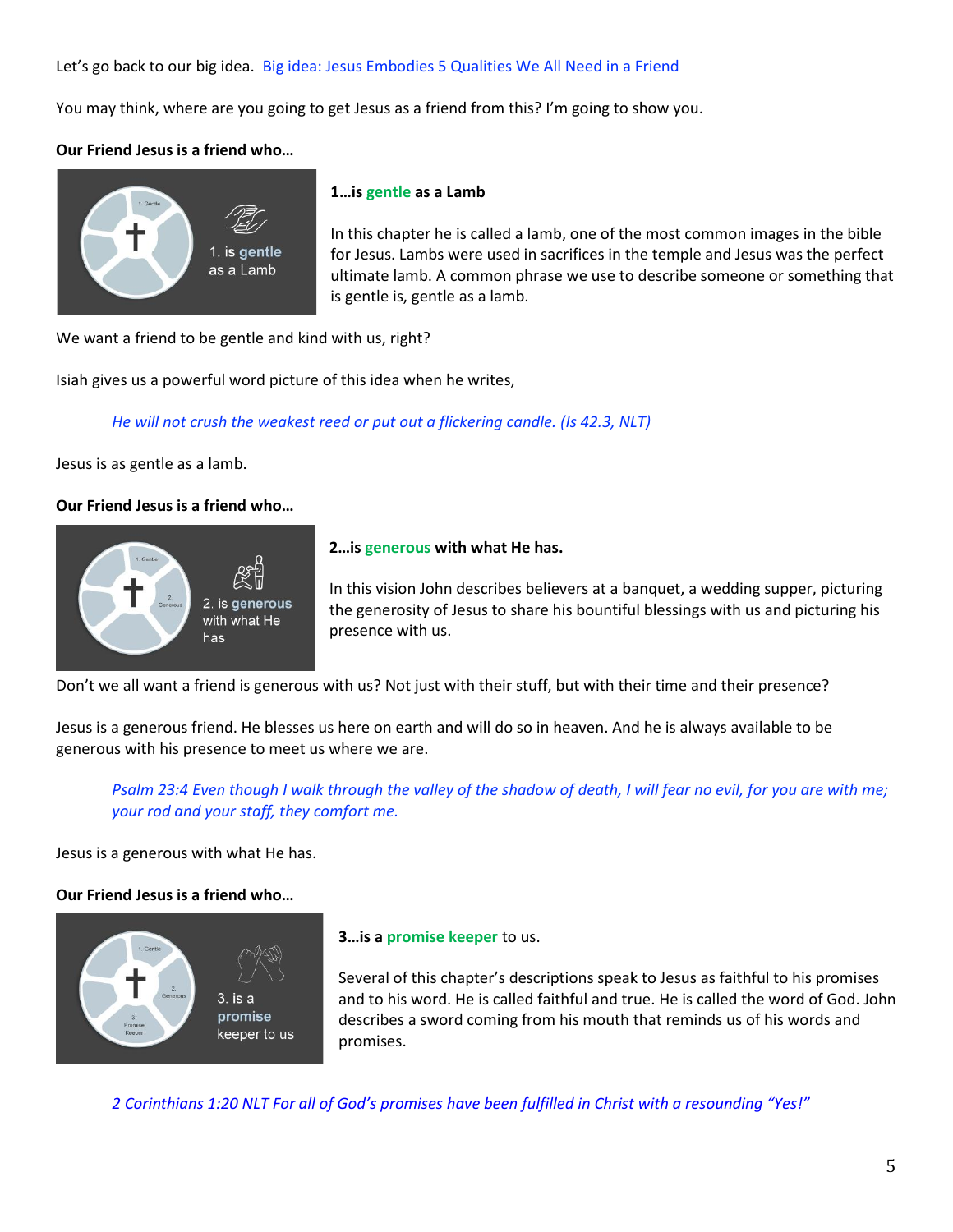Let's go back to our big idea. Big idea: Jesus Embodies 5 Qualities We All Need in a Friend

You may think, where are you going to get Jesus as a friend from this? I'm going to show you.

**Our Friend Jesus is a friend who…**

**1…is gentle as a Lamb**

In this chapter he is called a lamb, one of the most common images in the bible for Jesus. Lambs were used in sacrifices in the temple and Jesus was the perfect ultimate lamb. A common phrase we use to describe someone or something that is gentle is, gentle as a lamb.

We want a friend to be gentle and kind with us, right?

Isiah gives us a powerful word picture of this idea when he writes,

> *He will not crush the weakest reed or put out a flickering candle. (Is 42.3, NLT)*

Jesus is as gentle as a lamb.

**Our Friend Jesus is a friend who…**

**2…is generous with what He has.**

In this vision John describes believers at a banquet, a wedding supper, picturing the generosity of Jesus to share his bountiful blessings with us and picturing his presence with us.

Don't we all want a friend is generous with us? Not just with their stuff, but with their time and their presence?

Jesus is a generous friend. He blesses us here on earth and will do so in heaven. And he is always available to be generous with his presence to meet us where we are.

> *Psalm 23:4 Even though I walk through the valley of the shadow of death, I will fear no evil, for you are with me; your rod and your staff, they comfort me.*

Jesus is a generous with what He has.

**Our Friend Jesus is a friend who…**

**3…is a promise keeper** to us.

Several of this chapter's descriptions speak to Jesus as faithful to his promises and to his word. He is called faithful and true. He is called the word of God. John describes a sword coming from his mouth that reminds us of his words and promises.

> *2 Corinthians 1:20 NLT For all of God's promises have been fulfilled in Christ with a resounding "Yes!"*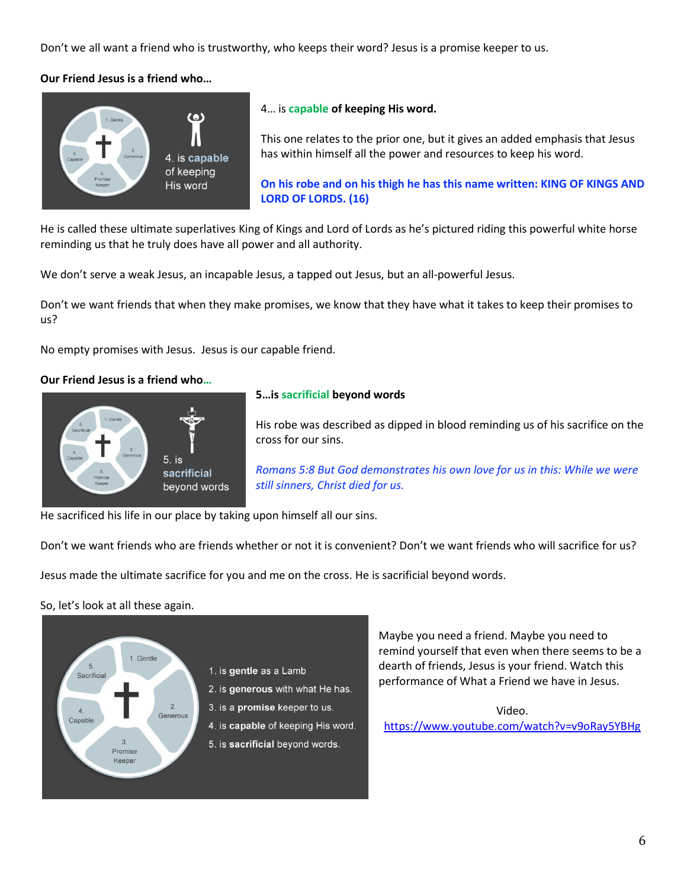Don't we all want a friend who is trustworthy, who keeps their word? Jesus is a promise keeper to us.

**Our Friend Jesus is a friend who…**

1. Gentle
2. Generous
3. Promise Keeper
4. Capable

4. is capable of keeping His word

**4… is capable of keeping His word.**

This one relates to the prior one, but it gives an added emphasis that Jesus has within himself all the power and resources to keep his word.

**On his robe and on his thigh he has this name written: KING OF KINGS AND LORD OF LORDS. (16)**

He is called these ultimate superlatives King of Kings and Lord of Lords as he's pictured riding this powerful white horse reminding us that he truly does have all power and all authority.

We don't serve a weak Jesus, an incapable Jesus, a tapped out Jesus, but an all-powerful Jesus.

Don't we want friends that when they make promises, we know that they have what it takes to keep their promises to us?

No empty promises with Jesus. Jesus is our capable friend.

**Our Friend Jesus is a friend who…**

1. Gentle
2. Generous
3. Promise Keeper
4. Capable
5. Sacrificial

5. is sacrificial beyond words

**5…is sacrificial beyond words**

His robe was described as dipped in blood reminding us of his sacrifice on the cross for our sins.

*Romans 5:8 But God demonstrates his own love for us in this: While we were still sinners, Christ died for us.*

He sacrificed his life in our place by taking upon himself all our sins.

Don't we want friends who are friends whether or not it is convenient? Don't we want friends who will sacrifice for us?

Jesus made the ultimate sacrifice for you and me on the cross. He is sacrificial beyond words.

So, let's look at all these again.

1. Gentle
2. Generous
3. Promise Keeper
4. Capable
5. Sacrificial

1. is **gentle** as a Lamb
2. is **generous** with what He has.
3. is a **promise** keeper to us.
4. is **capable** of keeping His word.
5. is **sacrificial** beyond words.

Maybe you need a friend. Maybe you need to remind yourself that even when there seems to be a dearth of friends, Jesus is your friend. Watch this performance of What a Friend we have in Jesus.

Video.
https://www.youtube.com/watch?v=v9oRay5YBHg